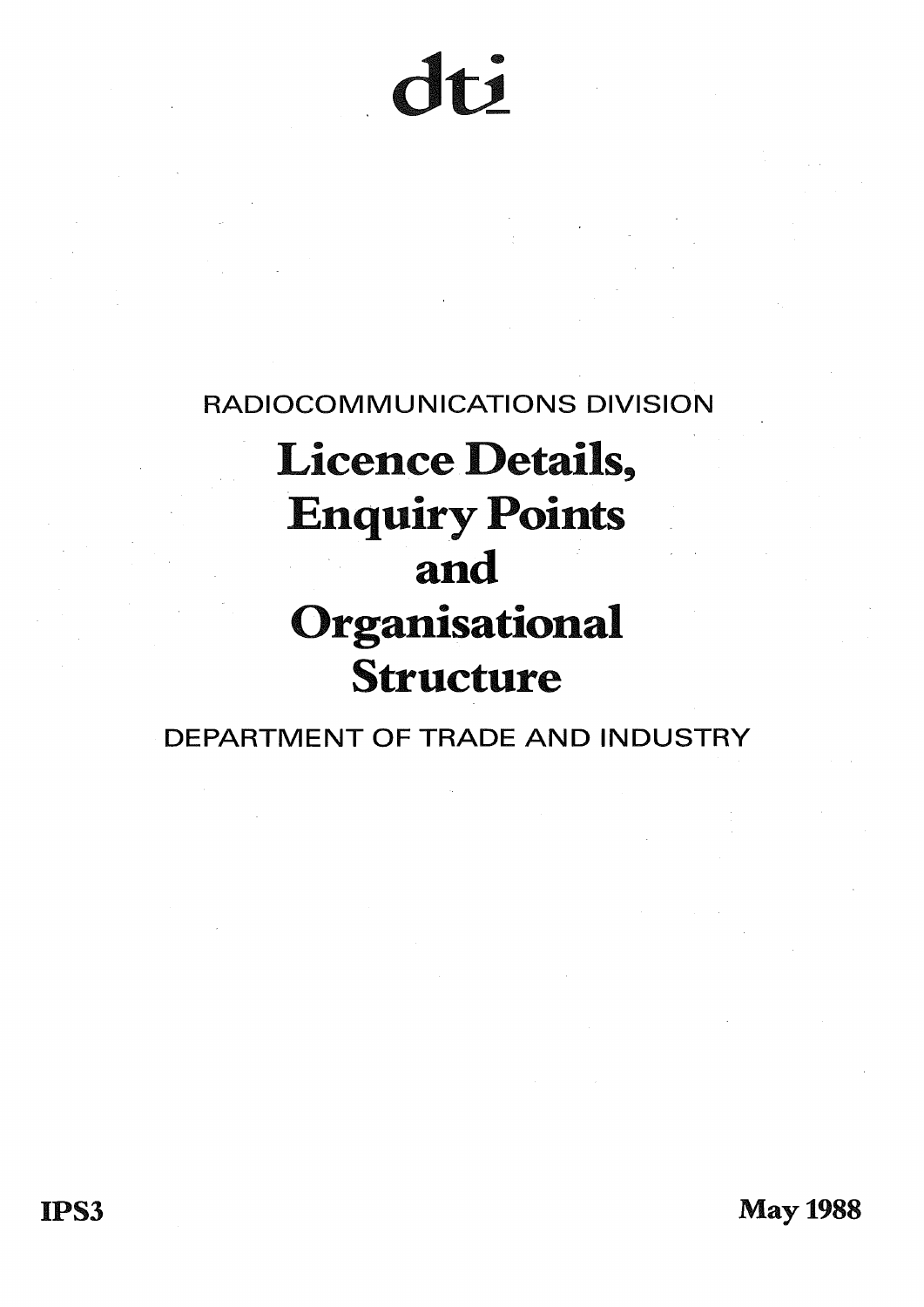dti

RADIOCOMMUNICATIONS DIVISION

# Licence Details, Enquiry Points and Organisational Structure

DEPARTMENT OF TRADE AND INDUSTRY

**IPS3**

**May 1988**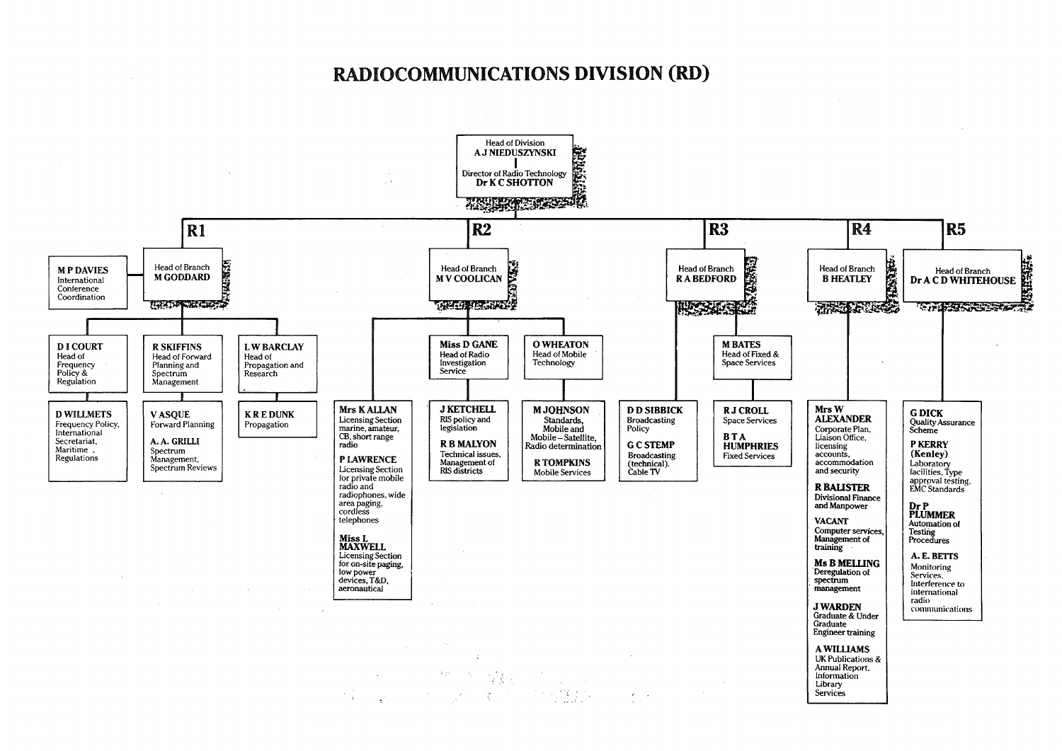# RADIOCOMMUNICATIONS DIVISION (RD)

**Head of Division**
**A J NIEDUSZYNSKI**

**Director of Radio Technology**
**Dr K C SHOTTON**

## R1

**Head of Branch**
**M GODDARD**

- **M P DAVIES** – International Conference Coordination
- **D I COURT** – Head of Frequency Policy & Regulation
  - **D WILLMETS** – Frequency Policy, International Secretariat, Maritime, Regulations
- **R SKIFFINS** – Head of Forward Planning and Spectrum Management
  - **V ASQUE** – Forward Planning
  - **A. A. GRILLI** – Spectrum Management, Spectrum Reviews
- **L W BARCLAY** – Head of Propagation and Research
  - **K R E DUNK** – Propagation

## R2

**Head of Branch**
**M V COOLICAN**

- **Mrs K ALLAN** – Licensing Section marine, amateur, CB, short range radio
- **P LAWRENCE** – Licensing Section for private mobile radio and radiophones, wide area paging, cordless telephones
- **Miss L MAXWELL** – Licensing Section for on-site paging, low power devices, T&D, aeronautical
- **Miss D GANE** – Head of Radio Investigation Service
  - **J KETCHELL** – RIS policy and legislation
  - **R B MALYON** – Technical issues, Management of RIS districts
- **O WHEATON** – Head of Mobile Technology
  - **M JOHNSON** – Standards, Mobile and Mobile – Satellite, Radio determination
  - **R TOMPKINS** – Mobile Services

## R3

**Head of Branch**
**R A BEDFORD**

- **D D SIBBICK** – Broadcasting Policy
- **G C STEMP** – Broadcasting (technical). Cable TV
- **M BATES** – Head of Fixed & Space Services
  - **R J CROLL** – Space Services
  - **B T A HUMPHRIES** – Fixed Services

## R4

**Head of Branch**
**B HEATLEY**

- **Mrs W ALEXANDER** – Corporate Plan, Liaison Office, licensing accounts, accommodation and security
- **R BALISTER** – Divisional Finance and Manpower
- **VACANT** – Computer services, Management of training
- **Ms B MELLING** – Deregulation of spectrum management
- **J WARDEN** – Graduate & Under Graduate Engineer training
- **A WILLIAMS** – UK Publications & Annual Report, Information Library Services

## R5

**Head of Branch**
**Dr A C D WHITEHOUSE**

- **G DICK** – Quality Assurance Scheme
- **P KERRY (Kenley)** – Laboratory facilities, Type approval testing, EMC Standards
- **Dr P PLUMMER** – Automation of Testing Procedures
- **A. E. BETTS** – Monitoring Services, Interference to international radio communications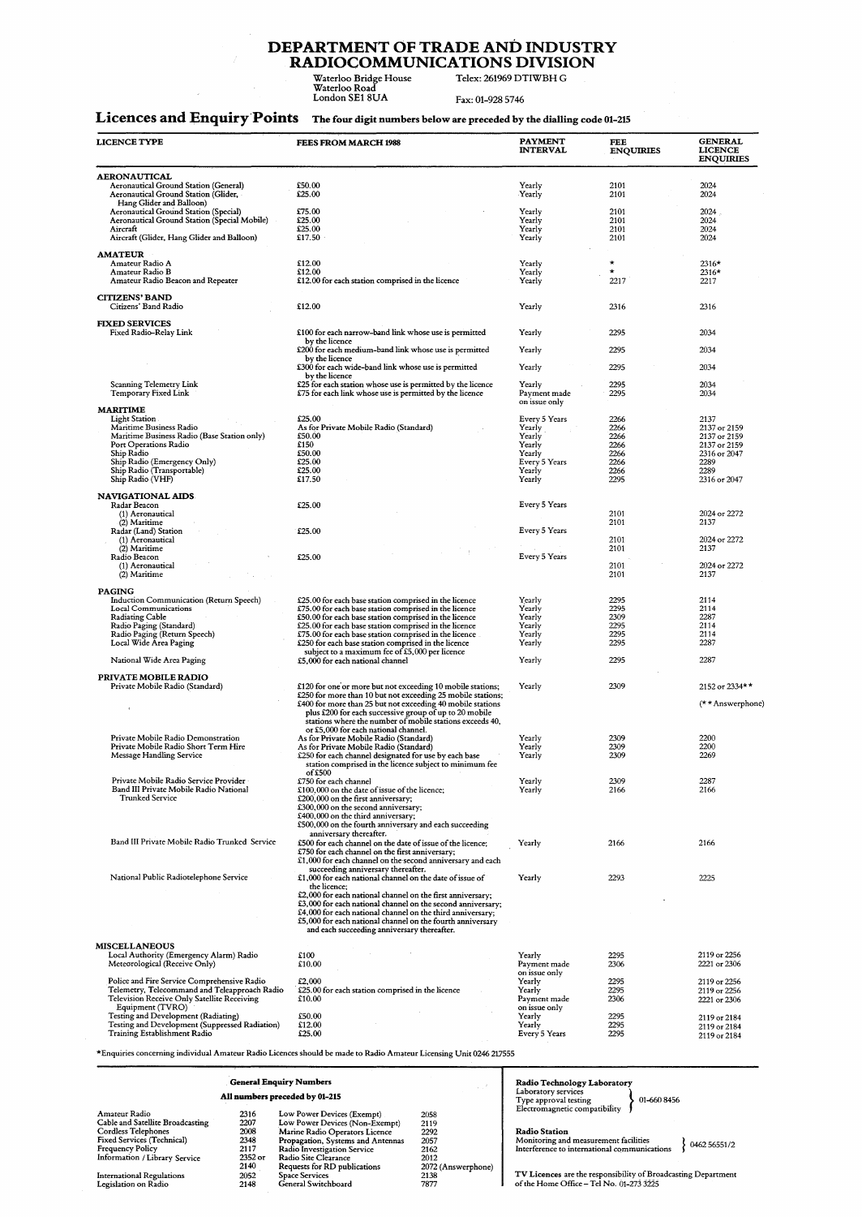# DEPARTMENT OF TRADE AND INDUSTRY
# RADIOCOMMUNICATIONS DIVISION

Waterloo Bridge House
Waterloo Road
London SE1 8UA

Telex: 261969 DTIWBH G

Fax: 01-928 5746

## Licences and Enquiry Points

**The four digit numbers below are preceded by the dialling code 01-215**

| LICENCE TYPE | FEES FROM MARCH 1988 | PAYMENT INTERVAL | FEE ENQUIRIES | GENERAL LICENCE ENQUIRIES |
|---|---|---|---|---|
| **AERONAUTICAL** | | | | |
| Aeronautical Ground Station (General) | £50.00 | Yearly | 2101 | 2024 |
| Aeronautical Ground Station (Glider, Hang Glider and Balloon) | £25.00 | Yearly | 2101 | 2024 |
| Aeronautical Ground Station (Special) | £75.00 | Yearly | 2101 | 2024 |
| Aeronautical Ground Station (Special Mobile) | £25.00 | Yearly | 2101 | 2024 |
| Aircraft | £25.00 | Yearly | 2101 | 2024 |
| Aircraft (Glider, Hang Glider and Balloon) | £17.50 | Yearly | 2101 | 2024 |
| **AMATEUR** | | | | |
| Amateur Radio A | £12.00 | Yearly | * | 2316* |
| Amateur Radio B | £12.00 | Yearly | * | 2316* |
| Amateur Radio Beacon and Repeater | £12.00 for each station comprised in the licence | Yearly | 2217 | 2217 |
| **CITIZENS' BAND** | | | | |
| Citizens' Band Radio | £12.00 | Yearly | 2316 | 2316 |
| **FIXED SERVICES** | | | | |
| Fixed Radio-Relay Link | £100 for each narrow-band link whose use is permitted by the licence | Yearly | 2295 | 2034 |
| | £200 for each medium-band link whose use is permitted by the licence | Yearly | 2295 | 2034 |
| | £300 for each wide-band link whose use is permitted by the licence | Yearly | 2295 | 2034 |
| Scanning Telemetry Link | £25 for each station whose use is permitted by the licence | Yearly | 2295 | 2034 |
| Temporary Fixed Link | £75 for each link whose use is permitted by the licence | Payment made on issue only | 2295 | 2034 |
| **MARITIME** | | | | |
| Light Station | £25.00 | Every 5 Years | 2266 | 2137 |
| Maritime Business Radio | As for Private Mobile Radio (Standard) | Yearly | 2266 | 2137 or 2159 |
| Maritime Business Radio (Base Station only) | £50.00 | Yearly | 2266 | 2137 or 2159 |
| Port Operations Radio | £150 | Yearly | 2266 | 2137 or 2159 |
| Ship Radio | £50.00 | Yearly | 2266 | 2316 or 2047 |
| Ship Radio (Emergency Only) | £25.00 | Every 5 Years | 2266 | 2289 |
| Ship Radio (Transportable) | £25.00 | Yearly | 2266 | 2289 |
| Ship Radio (VHF) | £17.50 | Yearly | 2295 | 2316 or 2047 |
| **NAVIGATIONAL AIDS** | | | | |
| Radar Beacon | £25.00 | Every 5 Years | | |
| (1) Aeronautical | | | 2101 | 2024 or 2272 |
| (2) Maritime | | | 2101 | 2137 |
| Radar (Land) Station | £25.00 | Every 5 Years | | |
| (1) Aeronautical | | | 2101 | 2024 or 2272 |
| (2) Maritime | | | 2101 | 2137 |
| Radio Beacon | £25.00 | Every 5 Years | | |
| (1) Aeronautical | | | 2101 | 2024 or 2272 |
| (2) Maritime | | | 2101 | 2137 |
| **PAGING** | | | | |
| Induction Communication (Return Speech) | £25.00 for each base station comprised in the licence | Yearly | 2295 | 2114 |
| Local Communications | £75.00 for each base station comprised in the licence | Yearly | 2295 | 2114 |
| Radiating Cable | £50.00 for each base station comprised in the licence | Yearly | 2309 | 2287 |
| Radio Paging (Standard) | £25.00 for each base station comprised in the licence | Yearly | 2295 | 2114 |
| Radio Paging (Return Speech) | £75.00 for each base station comprised in the licence | Yearly | 2295 | 2114 |
| Local Wide Area Paging | £250 for each base station comprised in the licence subject to a maximum fee of £5,000 per licence | Yearly | 2295 | 2287 |
| National Wide Area Paging | £5,000 for each national channel | Yearly | 2295 | 2287 |
| **PRIVATE MOBILE RADIO** | | | | |
| Private Mobile Radio (Standard) | £120 for one or more but not exceeding 10 mobile stations; £250 for more than 10 but not exceeding 25 mobile stations; £400 for more than 25 but not exceeding 40 mobile stations plus £200 for each successive group of up to 20 mobile stations where the number of mobile stations exceeds 40, or £5,000 for each national channel. | Yearly | 2309 | 2152 or 2334** (**Answerphone) |
| Private Mobile Radio Demonstration | As for Private Mobile Radio (Standard) | Yearly | 2309 | 2200 |
| Private Mobile Radio Short Term Hire | As for Private Mobile Radio (Standard) | Yearly | 2309 | 2200 |
| Message Handling Service | £250 for each channel designated for use by each base station comprised in the licence subject to minimum fee of £500 | Yearly | 2309 | 2269 |
| Private Mobile Radio Service Provider | £750 for each channel | Yearly | 2309 | 2287 |
| Band III Private Mobile Radio National Trunked Service | £100,000 on the date of issue of the licence; £200,000 on the first anniversary; £300,000 on the second anniversary; £400,000 on the third anniversary; £500,000 on the fourth anniversary and each succeeding anniversary thereafter. | Yearly | 2166 | 2166 |
| Band III Private Mobile Radio Trunked Service | £500 for each channel on the date of issue of the licence; £750 for each channel on the first anniversary; £1,000 for each channel on the second anniversary and each succeeding anniversary thereafter. | Yearly | 2166 | 2166 |
| National Public Radiotelephone Service | £1,000 for each national channel on the date of issue of the licence; £2,000 for each national channel on the first anniversary; £3,000 for each national channel on the second anniversary; £4,000 for each national channel on the third anniversary; £5,000 for each national channel on the fourth anniversary and each succeeding anniversary thereafter. | Yearly | 2293 | 2225 |
| **MISCELLANEOUS** | | | | |
| Local Authority (Emergency Alarm) Radio | £100 | Yearly | 2295 | 2119 or 2256 |
| Meteorological (Receive Only) | £10.00 | Payment made on issue only | 2306 | 2221 or 2306 |
| Police and Fire Service Comprehensive Radio | £2,000 | Yearly | 2295 | 2119 or 2256 |
| Telemetry, Telecommand and Teleapproach Radio | £25.00 for each station comprised in the licence | Yearly | 2295 | 2119 or 2256 |
| Television Receive Only Satellite Receiving Equipment (TVRO) | £10.00 | Payment made on issue only | 2306 | 2221 or 2306 |
| Testing and Development (Radiating) | £50.00 | Yearly | 2295 | 2119 or 2184 |
| Testing and Development (Suppressed Radiation) | £12.00 | Yearly | 2295 | 2119 or 2184 |
| Training Establishment Radio | £25.00 | Every 5 Years | 2295 | 2119 or 2184 |

*Enquiries concerning individual Amateur Radio Licences should be made to Radio Amateur Licensing Unit 0246 217555

### General Enquiry Numbers

**All numbers preceded by 01-215**

| | | | |
|---|---|---|---|
| Amateur Radio | 2316 | Low Power Devices (Exempt) | 2058 |
| Cable and Satellite Broadcasting | 2207 | Low Power Devices (Non-Exempt) | 2119 |
| Cordless Telephones | 2008 | Marine Radio Operators Licence | 2292 |
| Fixed Services (Technical) | 2348 | Propagation, Systems and Antennas | 2057 |
| Frequency Policy | 2117 | Radio Investigation Service | 2162 |
| Information / Library Service | 2352 or 2140 | Radio Site Clearance | 2012 |
| | | Requests for RD publications | 2072 (Answerphone) |
| International Regulations | 2052 | Space Services | 2138 |
| Legislation on Radio | 2148 | General Switchboard | 7877 |

### Radio Technology Laboratory

Laboratory services
Type approval testing
Electromagnetic compatibility
} 01-660 8456

### Radio Station

Monitoring and measurement facilities
Interference to international communications
} 0462 56551/2

**TV Licences** are the responsibility of Broadcasting Department of the Home Office – Tel No. 01-273 3225